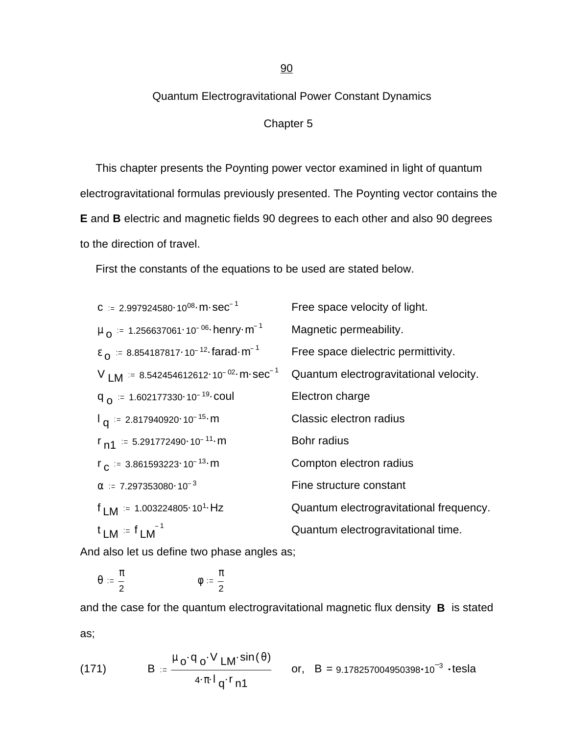# Quantum Electrogravitational Power Constant Dynamics

## Chapter 5

This chapter presents the Poynting power vector examined in light of quantum electrogravitational formulas previously presented. The Poynting vector contains the **E** and **B** electric and magnetic fields 90 degrees to each other and also 90 degrees to the direction of travel.

First the constants of the equations to be used are stated below.

| | |
|---|---|
| $c := 2.997924580 \cdot 10^{08} \cdot m \cdot sec^{-1}$ | Free space velocity of light. |
| $\mu_o := 1.256637061 \cdot 10^{-06} \cdot henry \cdot m^{-1}$ | Magnetic permeability. |
| $\varepsilon_o := 8.854187817 \cdot 10^{-12} \cdot farad \cdot m^{-1}$ | Free space dielectric permittivity. |
| $V_{LM} := 8.542454612612 \cdot 10^{-02} \cdot m \cdot sec^{-1}$ | Quantum electrogravitational velocity. |
| $q_o := 1.602177330 \cdot 10^{-19} \cdot coul$ | Electron charge |
| $l_q := 2.817940920 \cdot 10^{-15} \cdot m$ | Classic electron radius |
| $r_{n1} := 5.291772490 \cdot 10^{-11} \cdot m$ | Bohr radius |
| $r_c := 3.861593223 \cdot 10^{-13} \cdot m$ | Compton electron radius |
| $\alpha := 7.297353080 \cdot 10^{-3}$ | Fine structure constant |
| $f_{LM} := 1.003224805 \cdot 10^{1} \cdot Hz$ | Quantum electrogravitational frequency. |
| $t_{LM} := f_{LM}^{-1}$ | Quantum electrogravitational time. |

And also let us define two phase angles as;

$$\theta := \frac{\pi}{2} \qquad \qquad \varphi := \frac{\pi}{2}$$

and the case for the quantum electrogravitational magnetic flux density **B** is stated as;

$$B := \frac{\mu_o \cdot q_o \cdot V_{LM} \cdot \sin(\theta)}{4 \cdot \pi \cdot l_q \cdot r_{n1}} \qquad \text{or,} \quad B = 9.178257004950398 \cdot 10^{-3} \cdot tesla \tag{171}$$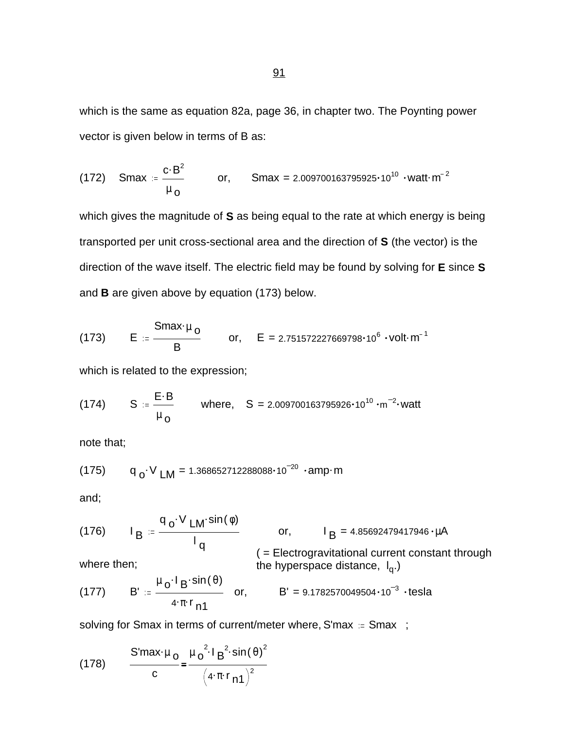which is the same as equation 82a, page 36, in chapter two. The Poynting power vector is given below in terms of B as:

$$(172) \qquad Smax := \frac{c \cdot B^2}{\mu_o} \qquad \text{or,} \qquad Smax = 2.009700163795925 \cdot 10^{10} \cdot watt \cdot m^{-2}$$

which gives the magnitude of **S** as being equal to the rate at which energy is being transported per unit cross-sectional area and the direction of **S** (the vector) is the direction of the wave itself. The electric field may be found by solving for **E** since **S** and **B** are given above by equation (173) below.

$$(173) \qquad E := \frac{Smax \cdot \mu_o}{B} \qquad \text{or,} \qquad E = 2.751572227669798 \cdot 10^{6} \cdot volt \cdot m^{-1}$$

which is related to the expression;

$$(174) \qquad S := \frac{E \cdot B}{\mu_o} \qquad \text{where,} \qquad S = 2.009700163795926 \cdot 10^{10} \cdot m^{-2} \cdot watt$$

note that;

$$(175) \qquad q_o \cdot V_{LM} = 1.368652712288088 \cdot 10^{-20} \cdot amp \cdot m$$

and;

$$(176) \qquad I_B := \frac{q_o \cdot V_{LM} \cdot \sin(\phi)}{l_q} \qquad \text{or,} \qquad I_B = 4.85692479417946 \cdot \mu A$$

( = Electrogravitational current constant through the hyperspace distance, $l_q$.)

where then;

$$(177) \qquad B' := \frac{\mu_o \cdot I_B \cdot \sin(\theta)}{4 \cdot \pi \cdot r_{n1}} \qquad \text{or,} \qquad B' = 9.1782570049504 \cdot 10^{-3} \cdot tesla$$

solving for Smax in terms of current/meter where, $S'max := Smax$ ;

$$(178) \qquad \frac{S'max \cdot \mu_o}{c} = \frac{\mu_o^{\,2} \cdot I_B^{\,2} \cdot \sin(\theta)^2}{\left(4 \cdot \pi \cdot r_{n1}\right)^2}$$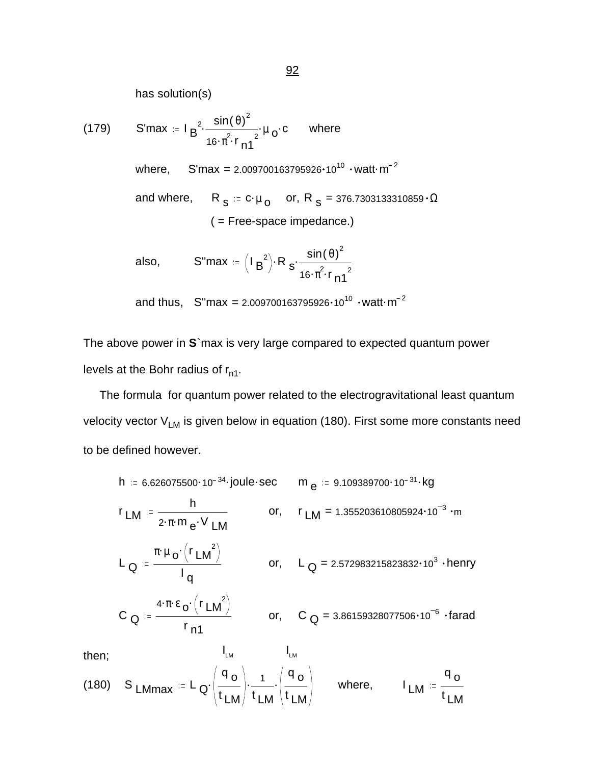has solution(s)

(179) $$S'max := I_B^{2} \cdot \frac{\sin(\theta)^2}{16 \cdot \pi^2 \cdot r_{n1}^{2}} \cdot \mu_o \cdot c$$ where

where, $S'max = 2.009700163795926 \cdot 10^{10} \cdot watt \cdot m^{-2}$

and where, $R_s := c \cdot \mu_o$ or, $R_s = 376.7303133310859 \cdot \Omega$

( = Free-space impedance.)

also, $$S''max := \left(I_B^{2}\right) \cdot R_s \cdot \frac{\sin(\theta)^2}{16 \cdot \pi^2 \cdot r_{n1}^{2}}$$

and thus, $S''max = 2.009700163795926 \cdot 10^{10} \cdot watt \cdot m^{-2}$

The above power in **S**`max is very large compared to expected quantum power levels at the Bohr radius of $r_{n1}$.

The formula for quantum power related to the electrogravitational least quantum velocity vector $V_{LM}$ is given below in equation (180). First some more constants need to be defined however.

$h := 6.626075500 \cdot 10^{-34} \cdot joule \cdot sec$ $m_e := 9.109389700 \cdot 10^{-31} \cdot kg$

$$r_{LM} := \frac{h}{2 \cdot \pi \cdot m_e \cdot V_{LM}}$$ or, $r_{LM} = 1.355203610805924 \cdot 10^{-3} \cdot m$

$$L_Q := \frac{\pi \cdot \mu_o \cdot \left(r_{LM}^{2}\right)}{l_q}$$ or, $L_Q = 2.572983215823832 \cdot 10^{3} \cdot henry$

$$C_Q := \frac{4 \cdot \pi \cdot \varepsilon_o \cdot \left(r_{LM}^{2}\right)}{r_{n1}}$$ or, $C_Q = 3.86159328077506 \cdot 10^{-6} \cdot farad$

then;

(180) $$S_{LMmax} := L_Q \cdot \overbrace{\left(\frac{q_o}{t_{LM}}\right)}^{I_{LM}} \cdot \frac{1}{t_{LM}} \cdot \overbrace{\left(\frac{q_o}{t_{LM}}\right)}^{I_{LM}}$$ where, $$I_{LM} := \frac{q_o}{t_{LM}}$$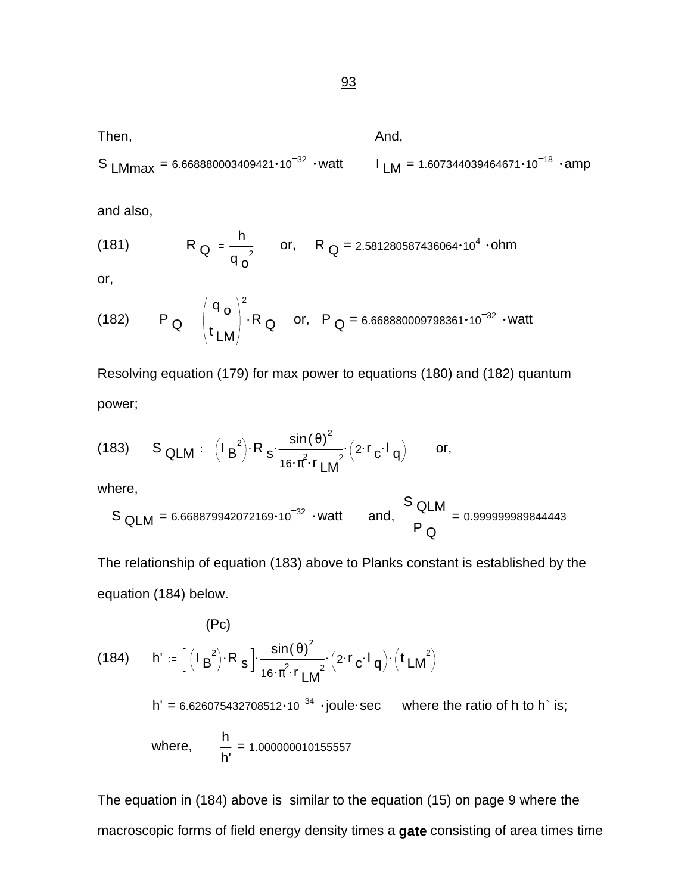Then, And,

$S_{LMmax} = 6.668880003409421 \cdot 10^{-32} \cdot watt$ $\quad$ $I_{LM} = 1.607344039464671 \cdot 10^{-18} \cdot amp$

and also,

(181) $\quad R_Q := \dfrac{h}{q_o^{\,2}}$ $\quad$ or, $\quad R_Q = 2.581280587436064 \cdot 10^{4} \cdot ohm$

or,

(182) $\quad P_Q := \left(\dfrac{q_o}{t_{LM}}\right)^2 \cdot R_Q$ $\quad$ or, $\quad P_Q = 6.668880009798361 \cdot 10^{-32} \cdot watt$

Resolving equation (179) for max power to equations (180) and (182) quantum power;

(183) $\quad S_{QLM} := \left(I_B^{\,2}\right) \cdot R_s \cdot \dfrac{\sin(\theta)^2}{16 \cdot \pi^2 \cdot r_{LM}^{\,2}} \cdot \left(2 \cdot r_c \cdot l_q\right)$ $\quad$ or,

where,

$S_{QLM} = 6.668879942072169 \cdot 10^{-32} \cdot watt$ $\quad$ and, $\quad \dfrac{S_{QLM}}{P_Q} = 0.999999989844443$

The relationship of equation (183) above to Planks constant is established by the equation (184) below.

(Pc)

(184) $\quad h' := \left[\left(I_B^{\,2}\right) \cdot R_s\right] \cdot \dfrac{\sin(\theta)^2}{16 \cdot \pi^2 \cdot r_{LM}^{\,2}} \cdot \left(2 \cdot r_c \cdot l_q\right) \cdot \left(t_{LM}^{\,2}\right)$

$h' = 6.626075432708512 \cdot 10^{-34} \cdot joule \cdot sec$ $\quad$ where the ratio of h to h\` is;

where, $\quad \dfrac{h}{h'} = 1.000000010155557$

The equation in (184) above is similar to the equation (15) on page 9 where the macroscopic forms of field energy density times a **gate** consisting of area times time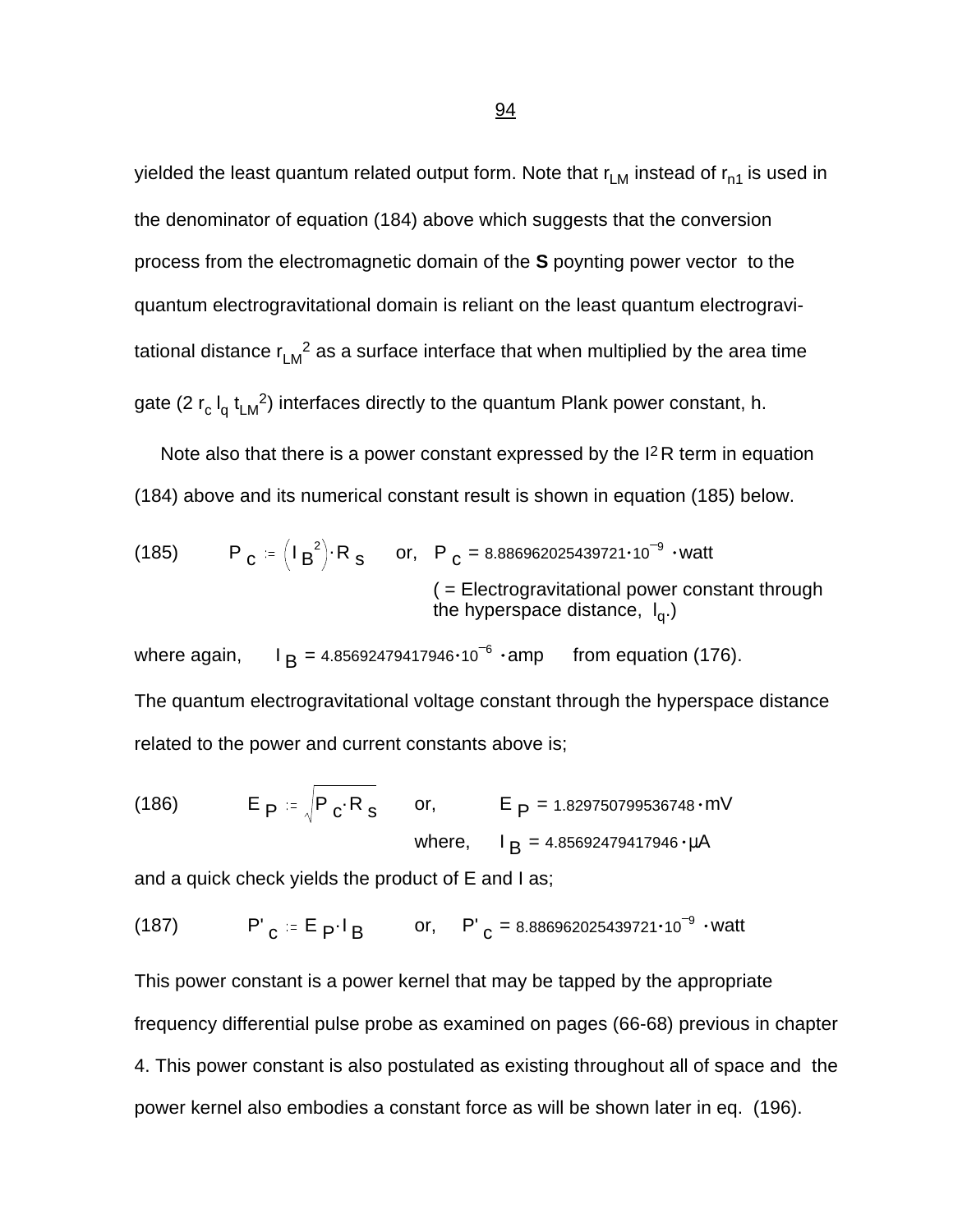yielded the least quantum related output form. Note that $r_{LM}$ instead of $r_{n1}$ is used in the denominator of equation (184) above which suggests that the conversion process from the electromagnetic domain of the **S** poynting power vector to the quantum electrogravitational domain is reliant on the least quantum electrogravitational distance $r_{LM}^2$ as a surface interface that when multiplied by the area time gate ($2\, r_c\, l_q\, t_{LM}^2$) interfaces directly to the quantum Plank power constant, h.

Note also that there is a power constant expressed by the $I^2 R$ term in equation (184) above and its numerical constant result is shown in equation (185) below.

(185) $$P_c := \left(I_B^{\,2}\right) \cdot R_s \qquad \text{or,} \quad P_c = 8.886962025439721 \cdot 10^{-9} \cdot \text{watt}$$

( = Electrogravitational power constant through the hyperspace distance, $l_q$.)

where again, $I_B = 4.85692479417946 \cdot 10^{-6} \cdot \text{amp}$ from equation (176).

The quantum electrogravitational voltage constant through the hyperspace distance related to the power and current constants above is;

(186) $$E_P := \sqrt{P_c \cdot R_s} \qquad \text{or,} \qquad E_P = 1.829750799536748 \cdot \text{mV}$$

where, $I_B = 4.85692479417946 \cdot \mu\text{A}$

and a quick check yields the product of E and I as;

(187) $$P'_c := E_P \cdot I_B \qquad \text{or,} \quad P'_c = 8.886962025439721 \cdot 10^{-9} \cdot \text{watt}$$

This power constant is a power kernel that may be tapped by the appropriate frequency differential pulse probe as examined on pages (66-68) previous in chapter 4. This power constant is also postulated as existing throughout all of space and the power kernel also embodies a constant force as will be shown later in eq. (196).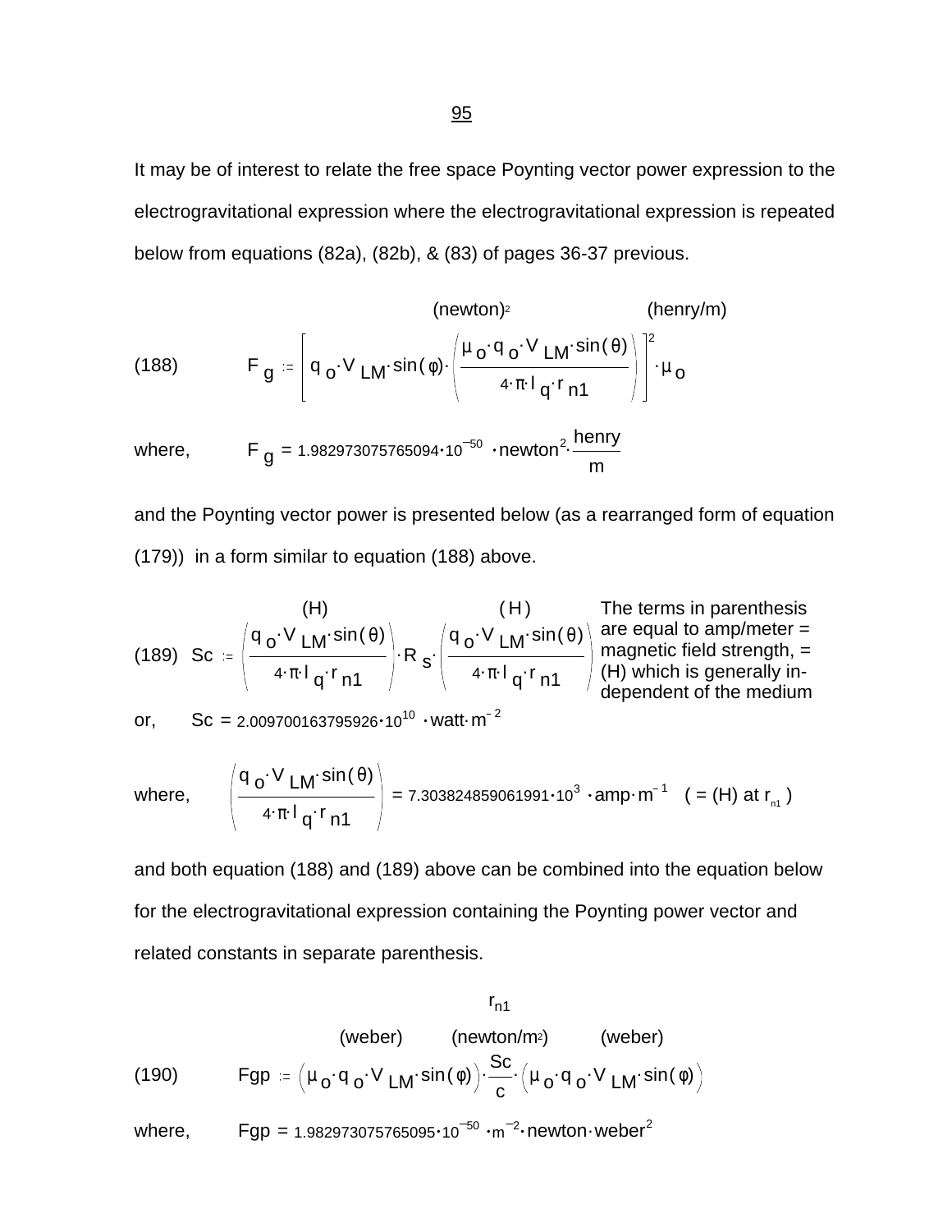It may be of interest to relate the free space Poynting vector power expression to the electrogravitational expression where the electrogravitational expression is repeated below from equations (82a), (82b), & (83) of pages 36-37 previous.

$$\text{(188)} \qquad F_g := \left[ q_o \cdot V_{LM} \cdot \sin(\varphi) \cdot \left( \frac{\mu_o \cdot q_o \cdot V_{LM} \cdot \sin(\theta)}{4 \cdot \pi \cdot l_q \cdot r_{n1}} \right) \right]^2 \cdot \mu_o \qquad (\text{newton})^2 \quad (\text{henry/m})$$

where, $F_g = 1.982973075765094 \cdot 10^{-50} \cdot \text{newton}^2 \cdot \dfrac{\text{henry}}{\text{m}}$

and the Poynting vector power is presented below (as a rearranged form of equation (179)) in a form similar to equation (188) above.

$$\text{(189)} \quad Sc := \left( \frac{q_o \cdot V_{LM} \cdot \sin(\theta)}{4 \cdot \pi \cdot l_q \cdot r_{n1}} \right) \cdot R_s \cdot \left( \frac{q_o \cdot V_{LM} \cdot \sin(\theta)}{4 \cdot \pi \cdot l_q \cdot r_{n1}} \right) \qquad (H) \quad (H)$$

The terms in parenthesis are equal to amp/meter = magnetic field strength, = (H) which is generally independent of the medium

or, $Sc = 2.009700163795926 \cdot 10^{10} \cdot \text{watt} \cdot \text{m}^{-2}$

where, $\left( \dfrac{q_o \cdot V_{LM} \cdot \sin(\theta)}{4 \cdot \pi \cdot l_q \cdot r_{n1}} \right) = 7.303824859061991 \cdot 10^3 \cdot \text{amp} \cdot \text{m}^{-1}$ ( = (H) at $r_{n1}$ )

and both equation (188) and (189) above can be combined into the equation below for the electrogravitational expression containing the Poynting power vector and related constants in separate parenthesis.

$$\text{(190)} \qquad Fgp := \left( \mu_o \cdot q_o \cdot V_{LM} \cdot \sin(\varphi) \right) \cdot \frac{Sc}{c} \cdot \left( \mu_o \cdot q_o \cdot V_{LM} \cdot \sin(\varphi) \right) \qquad r_{n1} \quad (\text{weber}) \quad (\text{newton/m}^2) \quad (\text{weber})$$

where, $Fgp = 1.982973075765095 \cdot 10^{-50} \cdot \text{m}^{-2} \cdot \text{newton} \cdot \text{weber}^2$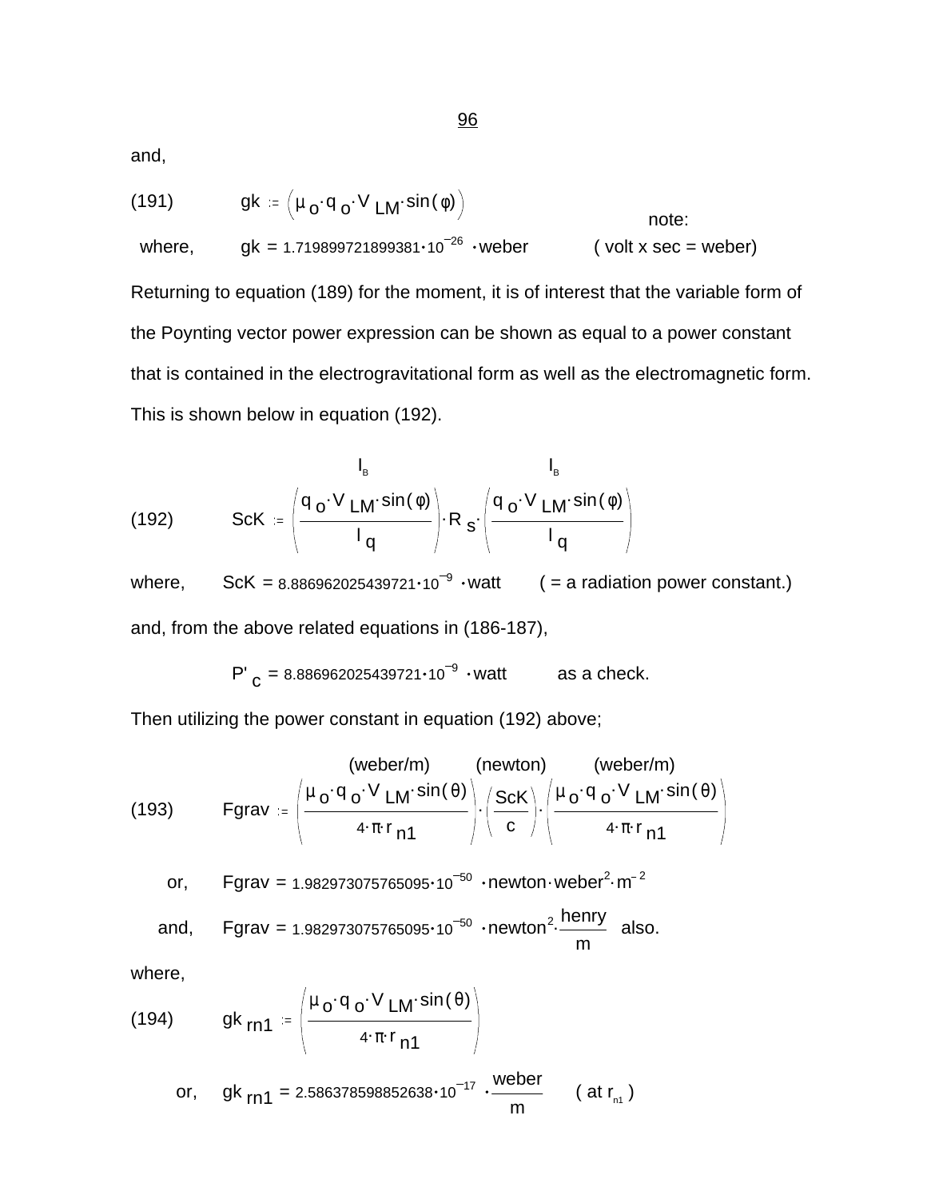and,

(191) $\quad gk := \left(\mu_o \cdot q_o \cdot V_{LM} \cdot \sin(\varphi)\right)$

note:

where, $\quad gk = 1.719899721899381 \cdot 10^{-26} \cdot \text{weber}$ $\quad$ ( volt x sec = weber)

Returning to equation (189) for the moment, it is of interest that the variable form of the Poynting vector power expression can be shown as equal to a power constant that is contained in the electrogravitational form as well as the electromagnetic form. This is shown below in equation (192).

$$ScK := \overbrace{\left(\frac{q_o \cdot V_{LM} \cdot \sin(\varphi)}{I_q}\right)}^{I_B} \cdot R_s \cdot \overbrace{\left(\frac{q_o \cdot V_{LM} \cdot \sin(\varphi)}{I_q}\right)}^{I_B} \qquad (192)$$

where, $\quad ScK = 8.886962025439721 \cdot 10^{-9} \cdot \text{watt}$ $\quad$ ( = a radiation power constant.)

and, from the above related equations in (186-187),

$$P'_c = 8.886962025439721 \cdot 10^{-9} \cdot \text{watt} \qquad \text{as a check.}$$

Then utilizing the power constant in equation (192) above;

$$Fgrav := \underbrace{\left(\frac{\mu_o \cdot q_o \cdot V_{LM} \cdot \sin(\theta)}{4 \cdot \pi \cdot r_{n1}}\right)}_{\text{(weber/m)}} \cdot \underbrace{\left(\frac{ScK}{c}\right)}_{\text{(newton)}} \cdot \underbrace{\left(\frac{\mu_o \cdot q_o \cdot V_{LM} \cdot \sin(\theta)}{4 \cdot \pi \cdot r_{n1}}\right)}_{\text{(weber/m)}} \qquad (193)$$

or, $\quad Fgrav = 1.982973075765095 \cdot 10^{-50} \cdot \text{newton} \cdot \text{weber}^2 \cdot m^{-2}$

and, $\quad Fgrav = 1.982973075765095 \cdot 10^{-50} \cdot \text{newton}^2 \cdot \frac{\text{henry}}{m}$ $\quad$ also.

where,

$$gk_{rn1} := \left(\frac{\mu_o \cdot q_o \cdot V_{LM} \cdot \sin(\theta)}{4 \cdot \pi \cdot r_{n1}}\right) \qquad (194)$$

or, $\quad gk_{rn1} = 2.586378598852638 \cdot 10^{-17} \cdot \frac{\text{weber}}{m}$ $\quad$ ( at $r_{n1}$ )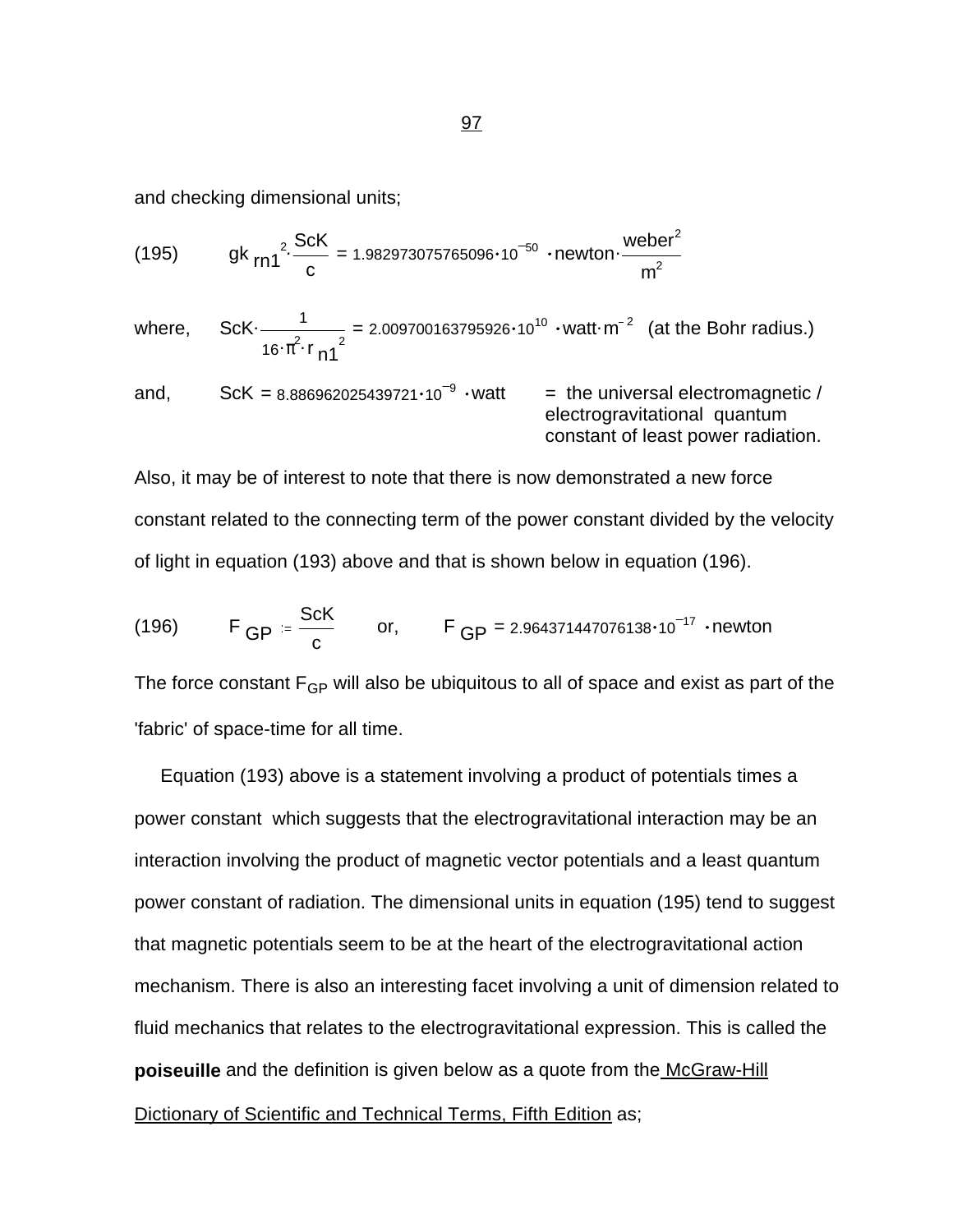and checking dimensional units;

(195) $$gk_{rn1}{}^{2} \cdot \frac{ScK}{c} = 1.982973075765096 \cdot 10^{-50} \cdot newton \cdot \frac{weber^{2}}{m^{2}}$$

where, $ScK \cdot \frac{1}{16 \cdot \pi^{2} \cdot r_{n1}{}^{2}} = 2.009700163795926 \cdot 10^{10} \cdot watt \cdot m^{-2}$ (at the Bohr radius.)

and, $ScK = 8.886962025439721 \cdot 10^{-9} \cdot watt$ = the universal electromagnetic / electrogravitational quantum constant of least power radiation.

Also, it may be of interest to note that there is now demonstrated a new force constant related to the connecting term of the power constant divided by the velocity of light in equation (193) above and that is shown below in equation (196).

(196) $$F_{GP} := \frac{ScK}{c} \qquad \text{or,} \qquad F_{GP} = 2.964371447076138 \cdot 10^{-17} \cdot newton$$

The force constant $F_{GP}$ will also be ubiquitous to all of space and exist as part of the 'fabric' of space-time for all time.

Equation (193) above is a statement involving a product of potentials times a power constant which suggests that the electrogravitational interaction may be an interaction involving the product of magnetic vector potentials and a least quantum power constant of radiation. The dimensional units in equation (195) tend to suggest that magnetic potentials seem to be at the heart of the electrogravitational action mechanism. There is also an interesting facet involving a unit of dimension related to fluid mechanics that relates to the electrogravitational expression. This is called the **poiseuille** and the definition is given below as a quote from the McGraw-Hill Dictionary of Scientific and Technical Terms, Fifth Edition as;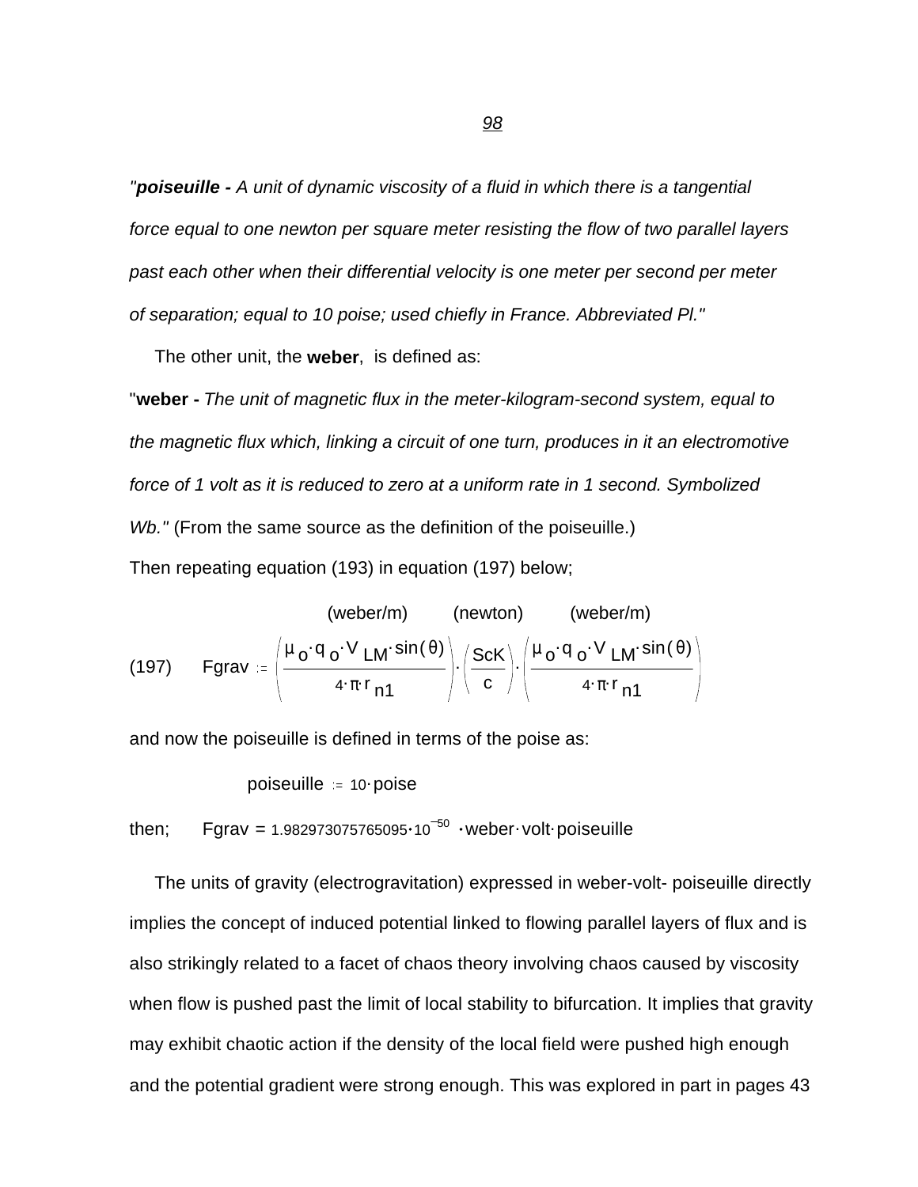"***poiseuille** - A unit of dynamic viscosity of a fluid in which there is a tangential force equal to one newton per square meter resisting the flow of two parallel layers past each other when their differential velocity is one meter per second per meter of separation; equal to 10 poise; used chiefly in France. Abbreviated Pl."*

The other unit, the **weber**, is defined as:

"**weber** - *The unit of magnetic flux in the meter-kilogram-second system, equal to the magnetic flux which, linking a circuit of one turn, produces in it an electromotive force of 1 volt as it is reduced to zero at a uniform rate in 1 second. Symbolized Wb."* (From the same source as the definition of the poiseuille.)

Then repeating equation (193) in equation (197) below;

$$\text{(197)} \qquad Fgrav := \underbrace{\left(\frac{\mu_o \cdot q_o \cdot V_{LM} \cdot \sin(\theta)}{4 \cdot \pi \cdot r_{n1}}\right)}_{\text{(weber/m)}} \cdot \underbrace{\left(\frac{ScK}{c}\right)}_{\text{(newton)}} \cdot \underbrace{\left(\frac{\mu_o \cdot q_o \cdot V_{LM} \cdot \sin(\theta)}{4 \cdot \pi \cdot r_{n1}}\right)}_{\text{(weber/m)}}$$

and now the poiseuille is defined in terms of the poise as:

$$poiseuille := 10 \cdot poise$$

then; $\quad Fgrav = 1.982973075765095 \cdot 10^{-50} \cdot weber \cdot volt \cdot poiseuille$

The units of gravity (electrogravitation) expressed in weber-volt- poiseuille directly implies the concept of induced potential linked to flowing parallel layers of flux and is also strikingly related to a facet of chaos theory involving chaos caused by viscosity when flow is pushed past the limit of local stability to bifurcation. It implies that gravity may exhibit chaotic action if the density of the local field were pushed high enough and the potential gradient were strong enough. This was explored in part in pages 43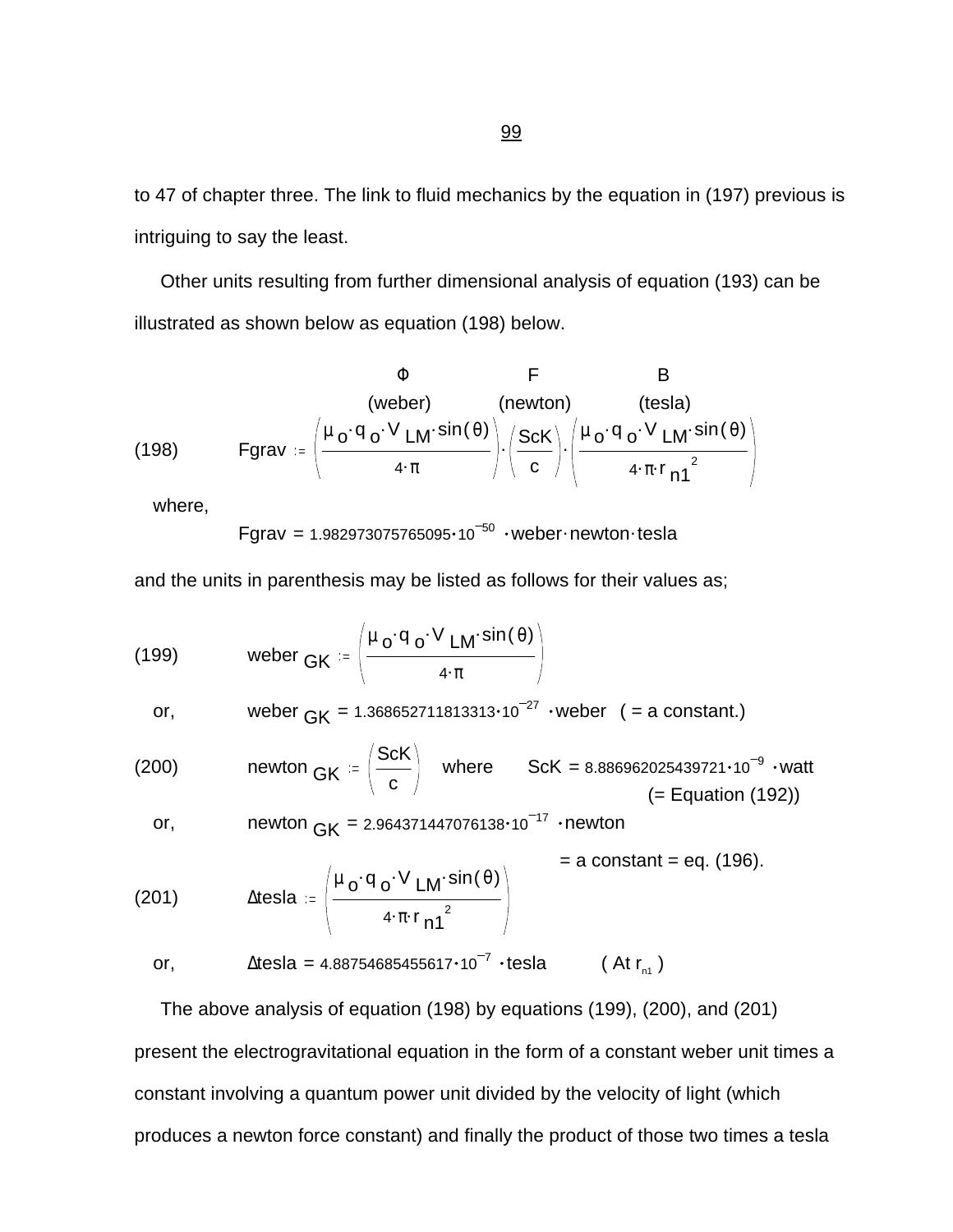to 47 of chapter three. The link to fluid mechanics by the equation in (197) previous is intriguing to say the least.

Other units resulting from further dimensional analysis of equation (193) can be illustrated as shown below as equation (198) below.

$$\text{(198)} \qquad Fgrav := \underset{\text{(weber)}}{\overset{\Phi}{\left(\frac{\mu_o \cdot q_o \cdot V_{LM} \cdot \sin(\theta)}{4 \cdot \pi}\right)}} \cdot \underset{\text{(newton)}}{\overset{F}{\left(\frac{ScK}{c}\right)}} \cdot \underset{\text{(tesla)}}{\overset{B}{\left(\frac{\mu_o \cdot q_o \cdot V_{LM} \cdot \sin(\theta)}{4 \cdot \pi \cdot r_{n1}^{2}}\right)}}$$

where,

$$Fgrav = 1.982973075765095 \cdot 10^{-50} \cdot weber \cdot newton \cdot tesla$$

and the units in parenthesis may be listed as follows for their values as;

$$\text{(199)} \qquad weber_{GK} := \left(\frac{\mu_o \cdot q_o \cdot V_{LM} \cdot \sin(\theta)}{4 \cdot \pi}\right)$$

or, $\quad weber_{GK} = 1.368652711813313 \cdot 10^{-27} \cdot weber$ ( = a constant.)

$$\text{(200)} \qquad newton_{GK} := \left(\frac{ScK}{c}\right) \quad \text{where} \quad ScK = 8.886962025439721 \cdot 10^{-9} \cdot watt$$

(= Equation (192))

or, $\quad newton_{GK} = 2.964371447076138 \cdot 10^{-17} \cdot newton$

= a constant = eq. (196).

$$\text{(201)} \qquad \Delta tesla := \left(\frac{\mu_o \cdot q_o \cdot V_{LM} \cdot \sin(\theta)}{4 \cdot \pi \cdot r_{n1}^{2}}\right)$$

or, $\quad \Delta tesla = 4.88754685455617 \cdot 10^{-7} \cdot tesla$ ( At $r_{n1}$ )

The above analysis of equation (198) by equations (199), (200), and (201) present the electrogravitational equation in the form of a constant weber unit times a constant involving a quantum power unit divided by the velocity of light (which produces a newton force constant) and finally the product of those two times a tesla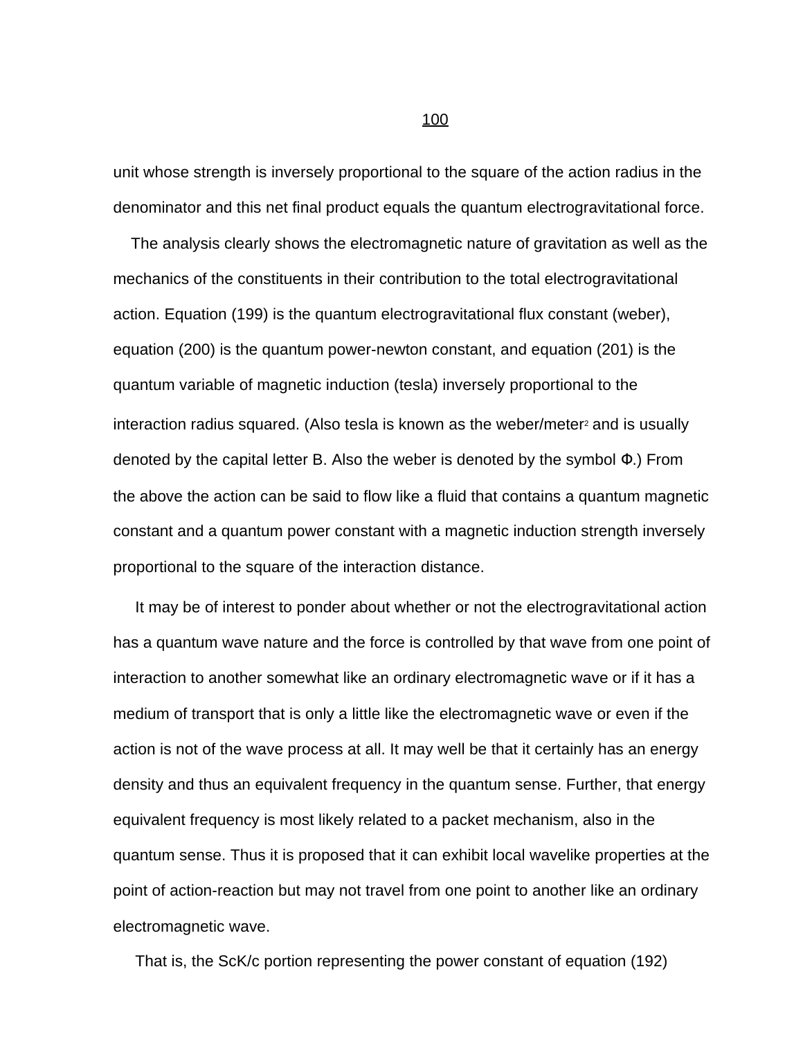unit whose strength is inversely proportional to the square of the action radius in the denominator and this net final product equals the quantum electrogravitational force.

The analysis clearly shows the electromagnetic nature of gravitation as well as the mechanics of the constituents in their contribution to the total electrogravitational action. Equation (199) is the quantum electrogravitational flux constant (weber), equation (200) is the quantum power-newton constant, and equation (201) is the quantum variable of magnetic induction (tesla) inversely proportional to the interaction radius squared. (Also tesla is known as the weber/meter$^2$ and is usually denoted by the capital letter B. Also the weber is denoted by the symbol Φ.) From the above the action can be said to flow like a fluid that contains a quantum magnetic constant and a quantum power constant with a magnetic induction strength inversely proportional to the square of the interaction distance.

It may be of interest to ponder about whether or not the electrogravitational action has a quantum wave nature and the force is controlled by that wave from one point of interaction to another somewhat like an ordinary electromagnetic wave or if it has a medium of transport that is only a little like the electromagnetic wave or even if the action is not of the wave process at all. It may well be that it certainly has an energy density and thus an equivalent frequency in the quantum sense. Further, that energy equivalent frequency is most likely related to a packet mechanism, also in the quantum sense. Thus it is proposed that it can exhibit local wavelike properties at the point of action-reaction but may not travel from one point to another like an ordinary electromagnetic wave.

That is, the ScK/c portion representing the power constant of equation (192)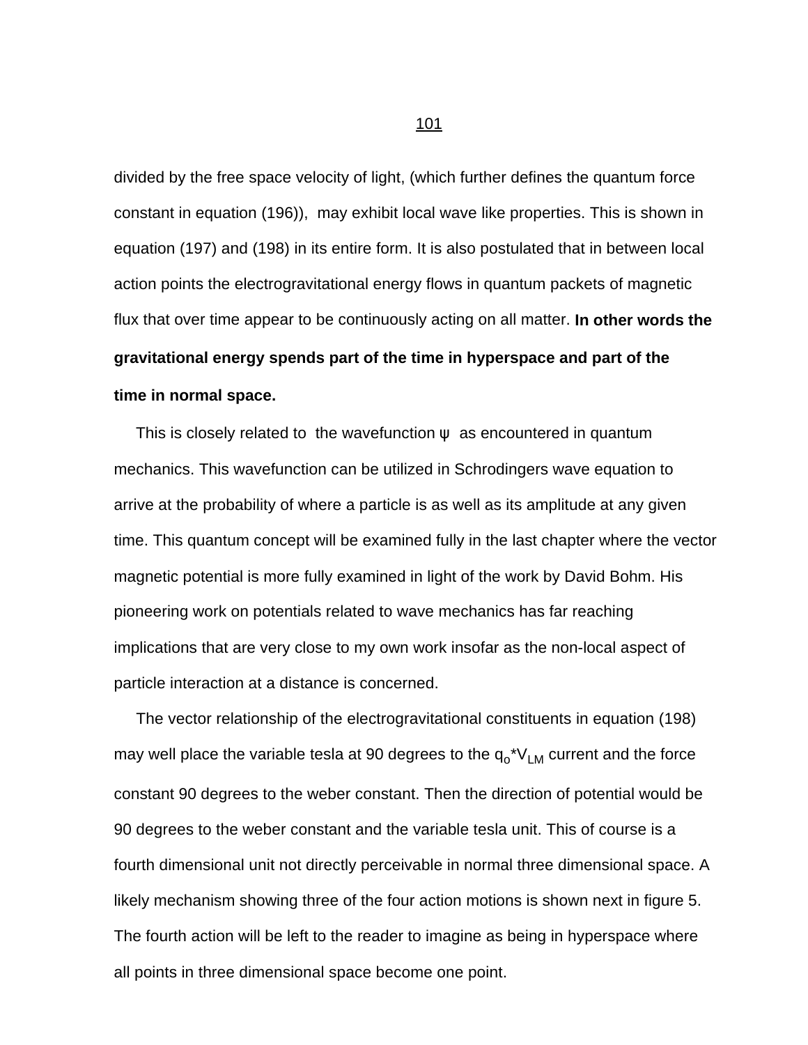divided by the free space velocity of light, (which further defines the quantum force constant in equation (196)), may exhibit local wave like properties. This is shown in equation (197) and (198) in its entire form. It is also postulated that in between local action points the electrogravitational energy flows in quantum packets of magnetic flux that over time appear to be continuously acting on all matter. **In other words the gravitational energy spends part of the time in hyperspace and part of the time in normal space.**

This is closely related to the wavefunction $\psi$ as encountered in quantum mechanics. This wavefunction can be utilized in Schrodingers wave equation to arrive at the probability of where a particle is as well as its amplitude at any given time. This quantum concept will be examined fully in the last chapter where the vector magnetic potential is more fully examined in light of the work by David Bohm. His pioneering work on potentials related to wave mechanics has far reaching implications that are very close to my own work insofar as the non-local aspect of particle interaction at a distance is concerned.

The vector relationship of the electrogravitational constituents in equation (198) may well place the variable tesla at 90 degrees to the $q_o*V_{LM}$ current and the force constant 90 degrees to the weber constant. Then the direction of potential would be 90 degrees to the weber constant and the variable tesla unit. This of course is a fourth dimensional unit not directly perceivable in normal three dimensional space. A likely mechanism showing three of the four action motions is shown next in figure 5. The fourth action will be left to the reader to imagine as being in hyperspace where all points in three dimensional space become one point.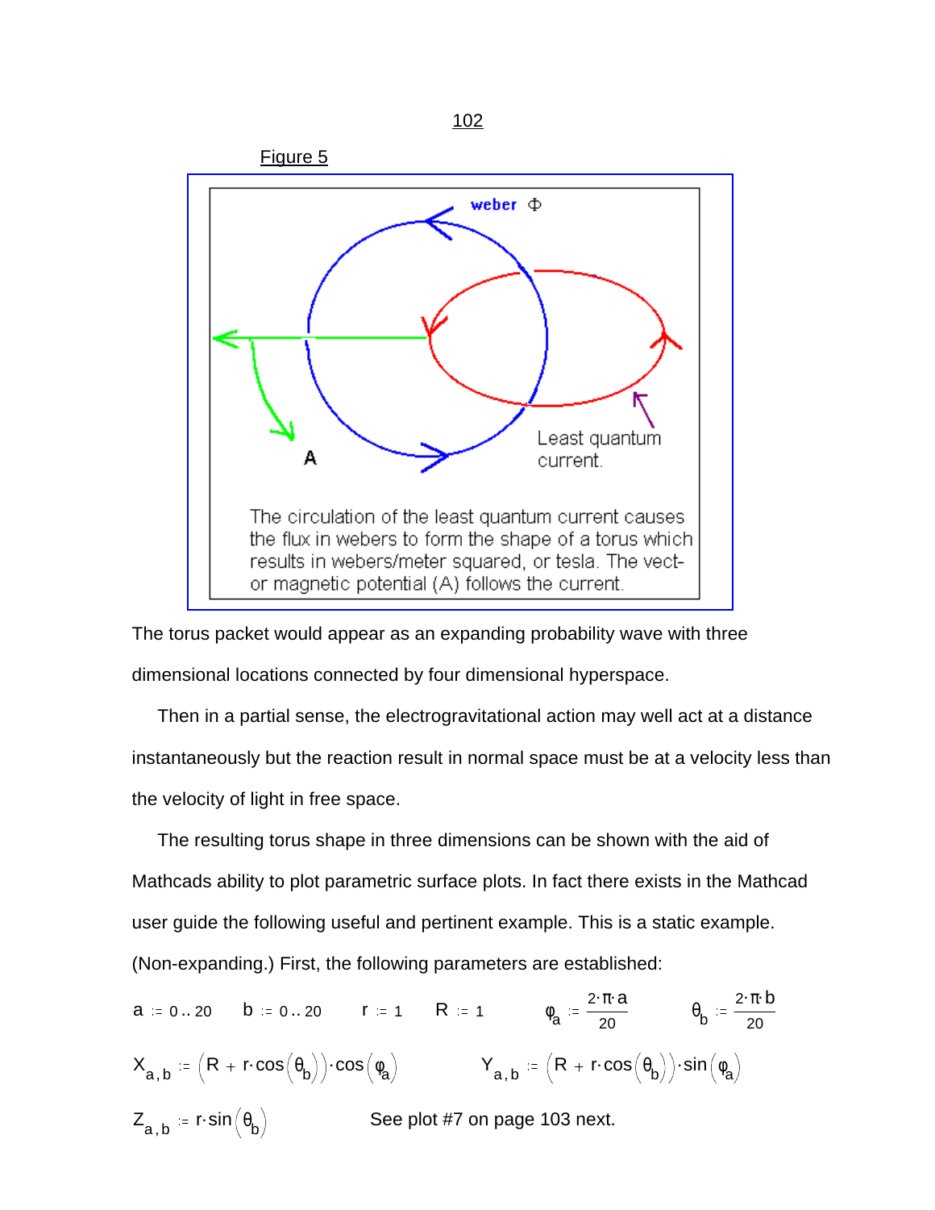Figure 5

weber $\Phi$

A

Least quantum current.

The circulation of the least quantum current causes the flux in webers to form the shape of a torus which results in webers/meter squared, or tesla. The vector magnetic potential (A) follows the current.

The torus packet would appear as an expanding probability wave with three dimensional locations connected by four dimensional hyperspace.

Then in a partial sense, the electrogravitational action may well act at a distance instantaneously but the reaction result in normal space must be at a velocity less than the velocity of light in free space.

The resulting torus shape in three dimensions can be shown with the aid of Mathcads ability to plot parametric surface plots. In fact there exists in the Mathcad user guide the following useful and pertinent example. This is a static example. (Non-expanding.) First, the following parameters are established:

$a := 0..20 \quad b := 0..20 \quad r := 1 \quad R := 1 \quad \varphi_a := \dfrac{2 \cdot \pi \cdot a}{20} \quad \theta_b := \dfrac{2 \cdot \pi \cdot b}{20}$

$X_{a,b} := \left(R + r \cdot \cos\left(\theta_b\right)\right) \cdot \cos\left(\varphi_a\right) \qquad Y_{a,b} := \left(R + r \cdot \cos\left(\theta_b\right)\right) \cdot \sin\left(\varphi_a\right)$

$Z_{a,b} := r \cdot \sin\left(\theta_b\right)$ See plot #7 on page 103 next.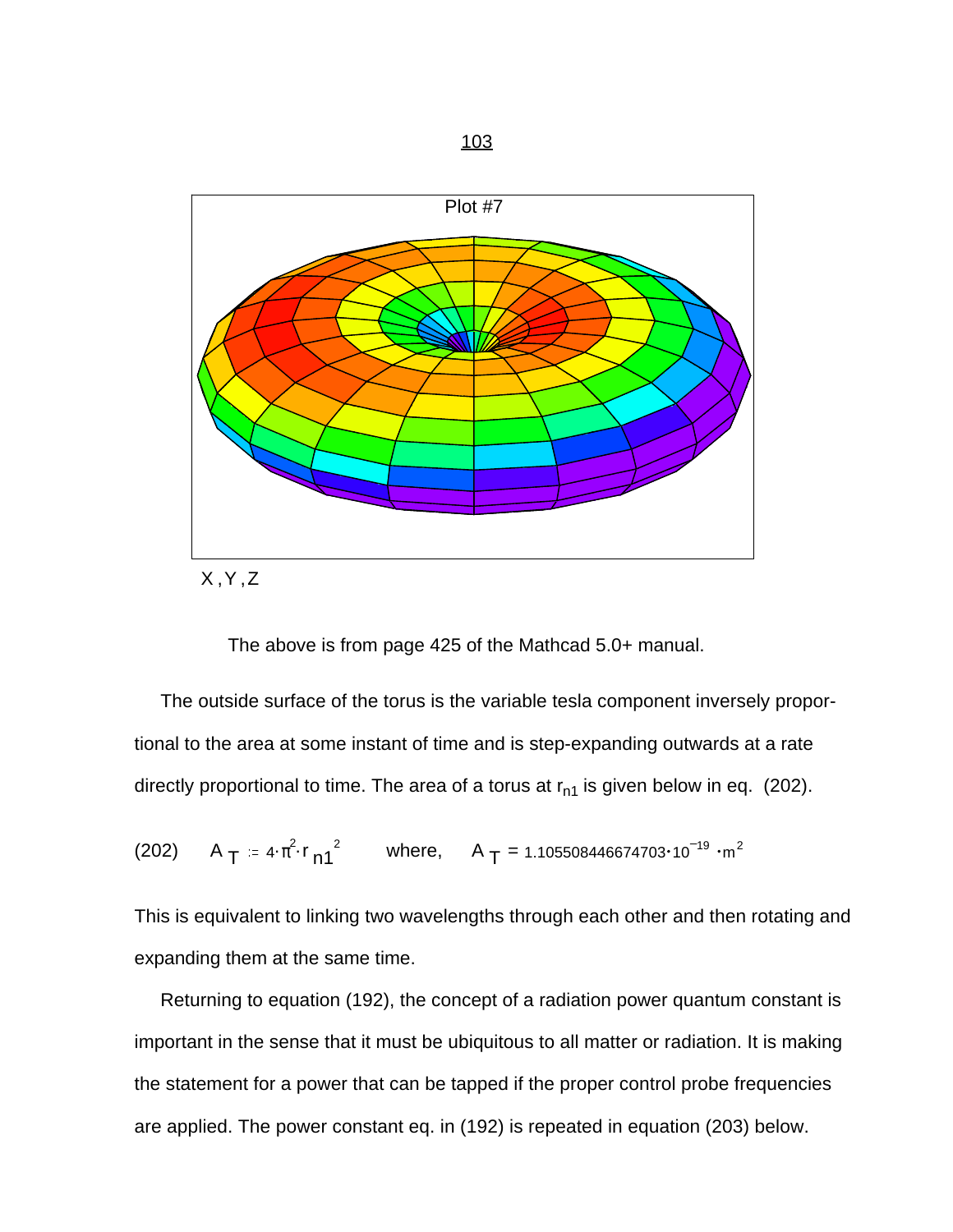Plot #7

X , Y , Z

The above is from page 425 of the Mathcad 5.0+ manual.

The outside surface of the torus is the variable tesla component inversely proportional to the area at some instant of time and is step-expanding outwards at a rate directly proportional to time. The area of a torus at $r_{n1}$ is given below in eq. (202).

$$A_T := 4 \cdot \pi^2 \cdot r_{n1}^2 \qquad \text{where,} \qquad A_T = 1.105508446674703 \cdot 10^{-19} \cdot m^2 \tag{202}$$

This is equivalent to linking two wavelengths through each other and then rotating and expanding them at the same time.

Returning to equation (192), the concept of a radiation power quantum constant is important in the sense that it must be ubiquitous to all matter or radiation. It is making the statement for a power that can be tapped if the proper control probe frequencies are applied. The power constant eq. in (192) is repeated in equation (203) below.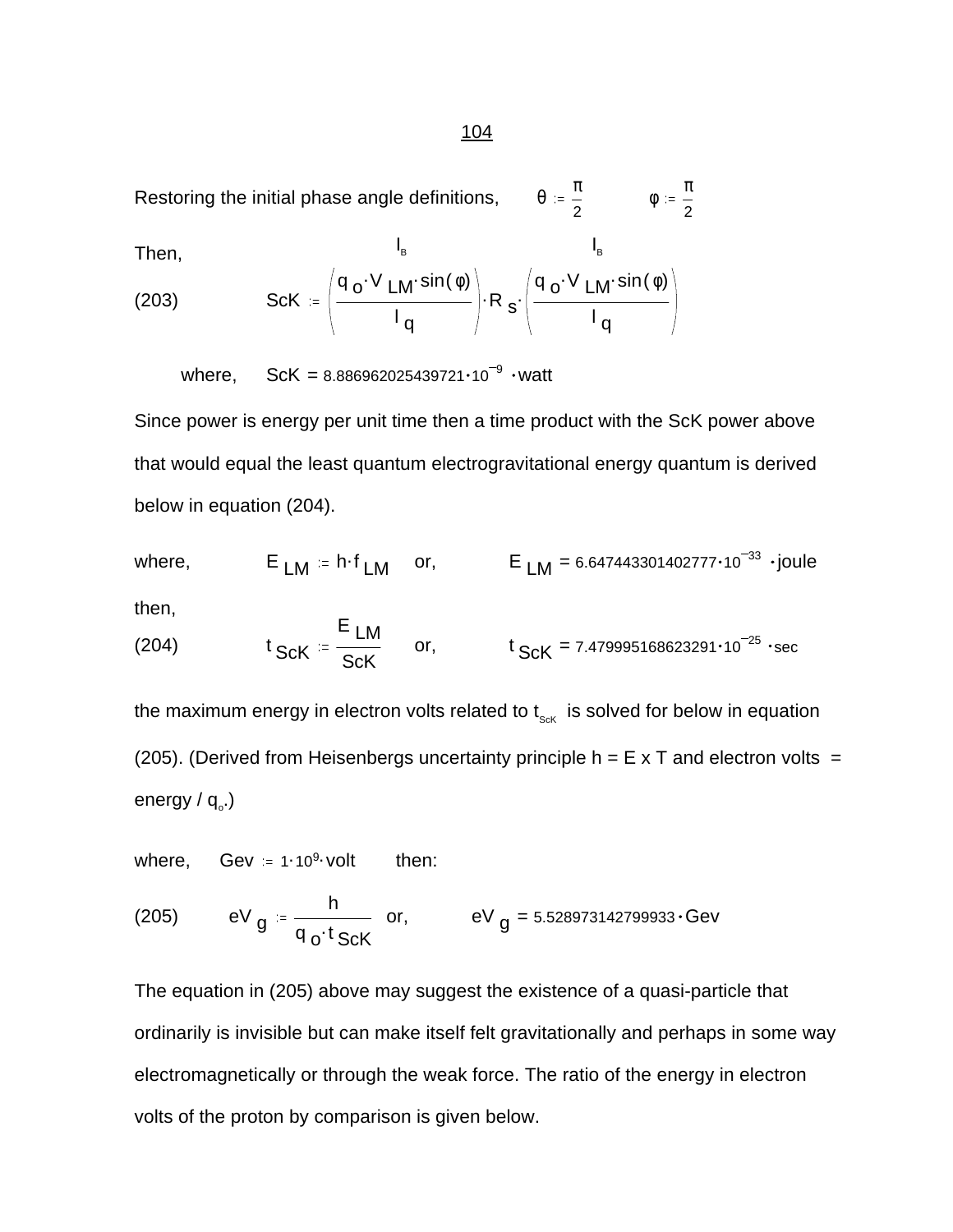Restoring the initial phase angle definitions, $\theta := \frac{\pi}{2}$ $\quad \phi := \frac{\pi}{2}$

Then,

(203) $$ScK := \left(\frac{q_o \cdot V_{LM} \cdot \sin(\phi)}{l_q}\right)^{l_B} \cdot R_s \cdot \left(\frac{q_o \cdot V_{LM} \cdot \sin(\phi)}{l_q}\right)^{l_B}$$

where, $ScK = 8.886962025439721 \cdot 10^{-9} \cdot \text{watt}$

Since power is energy per unit time then a time product with the ScK power above that would equal the least quantum electrogravitational energy quantum is derived below in equation (204).

where, $E_{LM} := h \cdot f_{LM}$ or, $E_{LM} = 6.647443301402777 \cdot 10^{-33} \cdot \text{joule}$

then,

(204) $$t_{ScK} := \frac{E_{LM}}{ScK} \quad \text{or,} \quad t_{ScK} = 7.479995168623291 \cdot 10^{-25} \cdot \text{sec}$$

the maximum energy in electron volts related to $t_{ScK}$ is solved for below in equation (205). (Derived from Heisenbergs uncertainty principle h = E x T and electron volts = energy / $q_o$.)

where, $Gev := 1 \cdot 10^{9} \cdot \text{volt}$ then:

(205) $$eV_g := \frac{h}{q_o \cdot t_{ScK}} \quad \text{or,} \quad eV_g = 5.528973142799933 \cdot Gev$$

The equation in (205) above may suggest the existence of a quasi-particle that ordinarily is invisible but can make itself felt gravitationally and perhaps in some way electromagnetically or through the weak force. The ratio of the energy in electron volts of the proton by comparison is given below.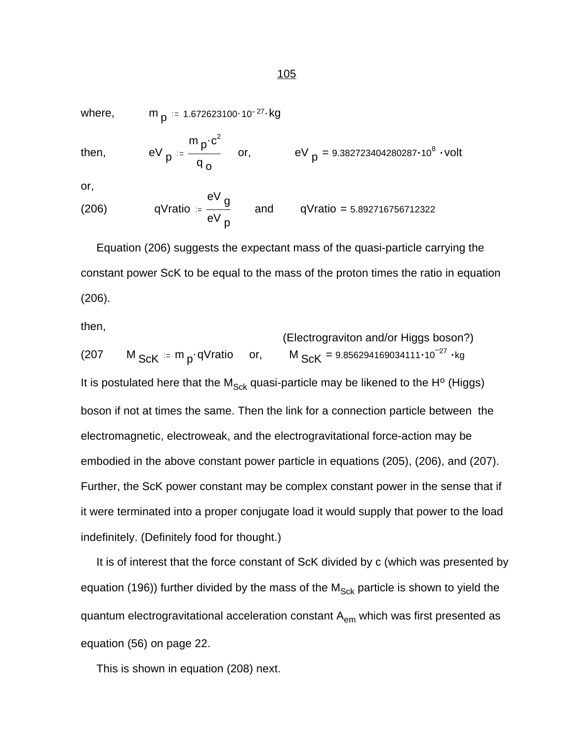where, $m_p := 1.672623100 \cdot 10^{-27} \cdot kg$

then, $eV_p := \frac{m_p \cdot c^2}{q_o}$ or, $eV_p = 9.382723404280287 \cdot 10^8 \cdot volt$

or,

(206) $qVratio := \frac{eV_g}{eV_p}$ and $qVratio = 5.892716756712322$

Equation (206) suggests the expectant mass of the quasi-particle carrying the constant power ScK to be equal to the mass of the proton times the ratio in equation (206).

then,

(Electrograviton and/or Higgs boson?)

(207 $M_{ScK} := m_p \cdot qVratio$ or, $M_{ScK} = 9.856294169034111 \cdot 10^{-27} \cdot kg$

It is postulated here that the $M_{Sck}$ quasi-particle may be likened to the $H^o$ (Higgs) boson if not at times the same. Then the link for a connection particle between the electromagnetic, electroweak, and the electrogravitational force-action may be embodied in the above constant power particle in equations (205), (206), and (207). Further, the ScK power constant may be complex constant power in the sense that if it were terminated into a proper conjugate load it would supply that power to the load indefinitely. (Definitely food for thought.)

It is of interest that the force constant of ScK divided by c (which was presented by equation (196)) further divided by the mass of the $M_{Sck}$ particle is shown to yield the quantum electrogravitational acceleration constant $A_{em}$ which was first presented as equation (56) on page 22.

This is shown in equation (208) next.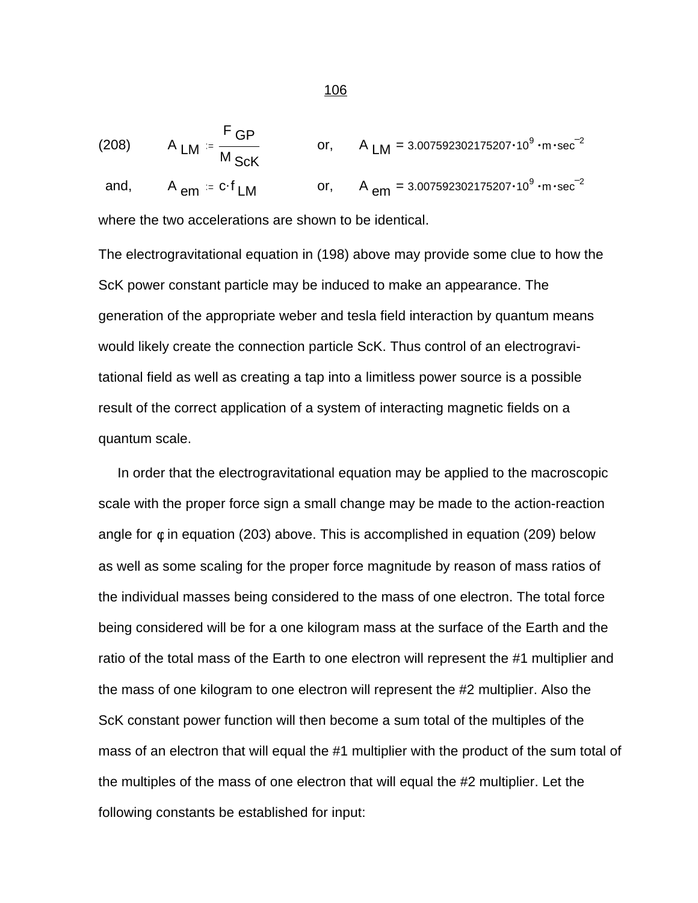$$(208) \qquad A_{LM} := \frac{F_{GP}}{M_{ScK}} \qquad \text{or,} \qquad A_{LM} = 3.007592302175207 \cdot 10^{9} \cdot m \cdot sec^{-2}$$

$$\text{and,} \qquad A_{em} := c \cdot f_{LM} \qquad \text{or,} \qquad A_{em} = 3.007592302175207 \cdot 10^{9} \cdot m \cdot sec^{-2}$$

where the two accelerations are shown to be identical.

The electrogravitational equation in (198) above may provide some clue to how the ScK power constant particle may be induced to make an appearance. The generation of the appropriate weber and tesla field interaction by quantum means would likely create the connection particle ScK. Thus control of an electrogravitational field as well as creating a tap into a limitless power source is a possible result of the correct application of a system of interacting magnetic fields on a quantum scale.

In order that the electrogravitational equation may be applied to the macroscopic scale with the proper force sign a small change may be made to the action-reaction angle for ¢ in equation (203) above. This is accomplished in equation (209) below as well as some scaling for the proper force magnitude by reason of mass ratios of the individual masses being considered to the mass of one electron. The total force being considered will be for a one kilogram mass at the surface of the Earth and the ratio of the total mass of the Earth to one electron will represent the #1 multiplier and the mass of one kilogram to one electron will represent the #2 multiplier. Also the ScK constant power function will then become a sum total of the multiples of the mass of an electron that will equal the #1 multiplier with the product of the sum total of the multiples of the mass of one electron that will equal the #2 multiplier. Let the following constants be established for input: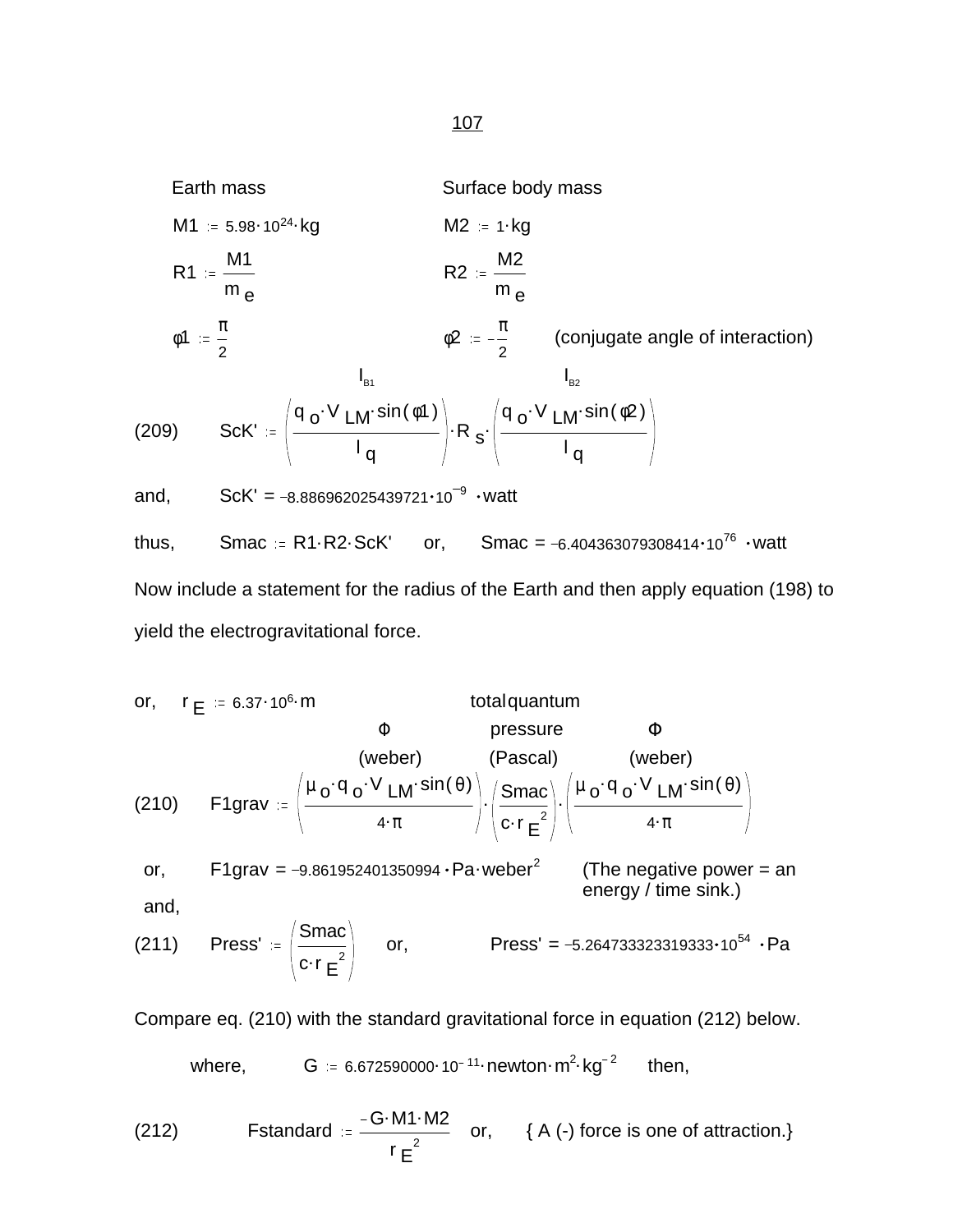Earth mass | Surface body mass

$M1 := 5.98 \cdot 10^{24} \cdot kg$ $\quad\quad$ $M2 := 1 \cdot kg$

$R1 := \frac{M1}{m_e}$ $\quad\quad$ $R2 := \frac{M2}{m_e}$

$\varphi 1 := \frac{\pi}{2}$ $\quad\quad$ $\varphi 2 := -\frac{\pi}{2}$ $\quad$ (conjugate angle of interaction)

$$\text{(209)} \qquad ScK' := \overbrace{\left(\frac{q_o \cdot V_{LM} \cdot \sin(\varphi 1)}{l_q}\right)}^{I_{B1}} \cdot R_s \cdot \overbrace{\left(\frac{q_o \cdot V_{LM} \cdot \sin(\varphi 2)}{l_q}\right)}^{I_{B2}}$$

and, $\quad ScK' = -8.886962025439721 \cdot 10^{-9} \cdot watt$

thus, $\quad Smac := R1 \cdot R2 \cdot ScK'$ $\quad$ or, $\quad Smac = -6.404363079308414 \cdot 10^{76} \cdot watt$

Now include a statement for the radius of the Earth and then apply equation (198) to yield the electrogravitational force.

or, $\quad r_E := 6.37 \cdot 10^6 \cdot m$

$$\text{(210)} \qquad F1grav := \overbrace{\left(\frac{\mu_o \cdot q_o \cdot q_o \cdot V_{LM} \cdot \sin(\theta)}{4 \cdot \pi}\right)}^{\Phi \text{ (weber)}} \cdot \overbrace{\left(\frac{Smac}{c \cdot r_E^{\,2}}\right)}^{\text{total quantum pressure (Pascal)}} \cdot \overbrace{\left(\frac{\mu_o \cdot q_o \cdot q_o \cdot V_{LM} \cdot \sin(\theta)}{4 \cdot \pi}\right)}^{\Phi \text{ (weber)}}$$

or, $\quad F1grav = -9.861952401350994 \cdot Pa \cdot weber^2$ $\quad$ (The negative power = an energy / time sink.)

and,

$$\text{(211)} \qquad Press' := \left(\frac{Smac}{c \cdot r_E^{\,2}}\right) \quad \text{or,} \quad Press' = -5.264733323319333 \cdot 10^{54} \cdot Pa$$

Compare eq. (210) with the standard gravitational force in equation (212) below.

where, $\quad G := 6.672590000 \cdot 10^{-11} \cdot newton \cdot m^2 \cdot kg^{-2}$ $\quad$ then,

$$\text{(212)} \qquad Fstandard := \frac{-G \cdot M1 \cdot M2}{r_E^{\,2}} \quad \text{or,} \quad \{\text{ A (-) force is one of attraction.}\}$$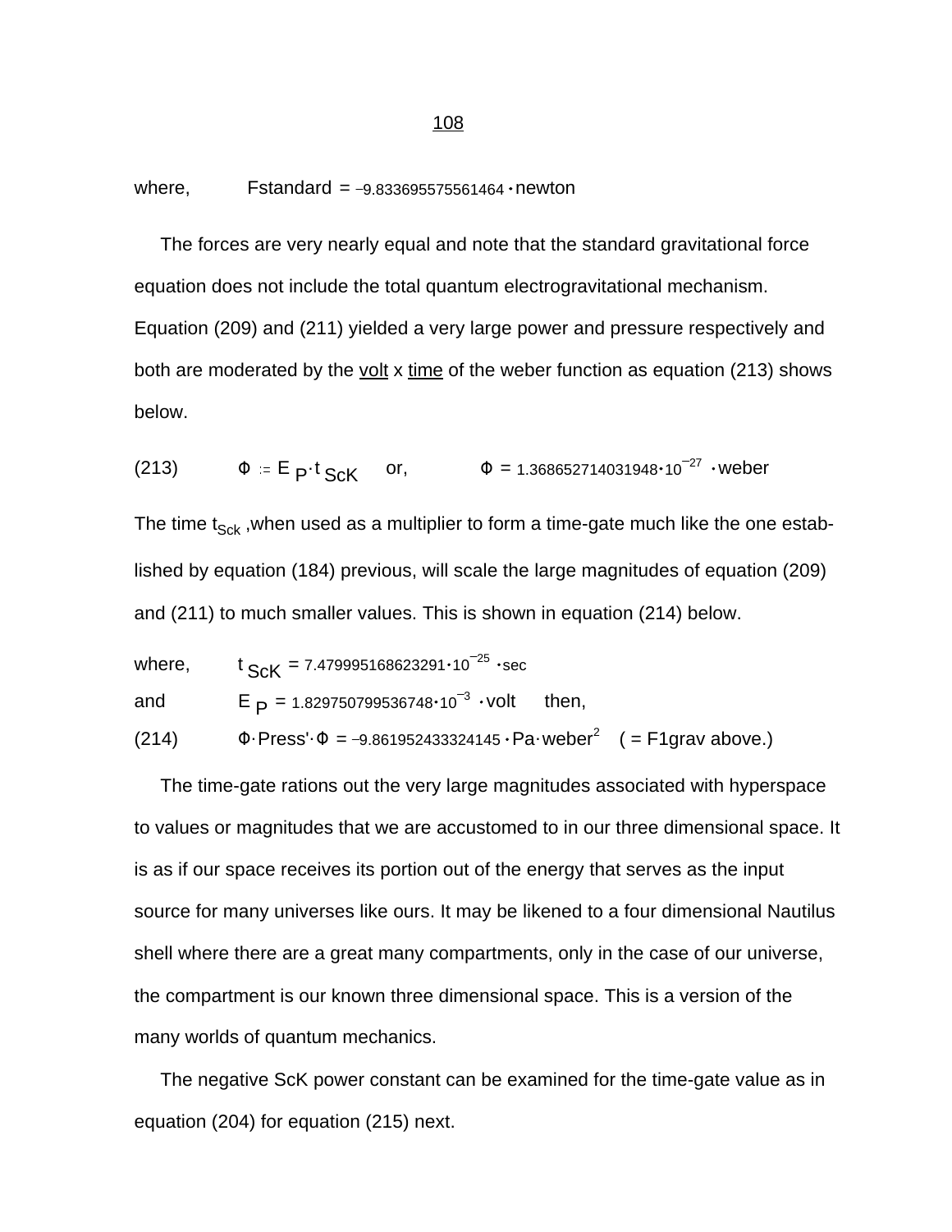where, $\quad F\text{standard} = -9.833695575561464 \cdot \text{newton}$

The forces are very nearly equal and note that the standard gravitational force equation does not include the total quantum electrogravitational mechanism. Equation (209) and (211) yielded a very large power and pressure respectively and both are moderated by the volt x time of the weber function as equation (213) shows below.

(213) $\quad \Phi := E_P \cdot t_{ScK} \quad$ or, $\quad \Phi = 1.368652714031948 \cdot 10^{-27} \cdot \text{weber}$

The time $t_{Sck}$ ,when used as a multiplier to form a time-gate much like the one established by equation (184) previous, will scale the large magnitudes of equation (209) and (211) to much smaller values. This is shown in equation (214) below.

where, $\quad t_{ScK} = 7.479995168623291 \cdot 10^{-25} \cdot \text{sec}$

and $\quad E_P = 1.829750799536748 \cdot 10^{-3} \cdot \text{volt} \quad$ then,

(214) $\quad \Phi \cdot \text{Press}' \cdot \Phi = -9.861952433324145 \cdot \text{Pa} \cdot \text{weber}^2 \quad$ ( = F1grav above.)

The time-gate rations out the very large magnitudes associated with hyperspace to values or magnitudes that we are accustomed to in our three dimensional space. It is as if our space receives its portion out of the energy that serves as the input source for many universes like ours. It may be likened to a four dimensional Nautilus shell where there are a great many compartments, only in the case of our universe, the compartment is our known three dimensional space. This is a version of the many worlds of quantum mechanics.

The negative ScK power constant can be examined for the time-gate value as in equation (204) for equation (215) next.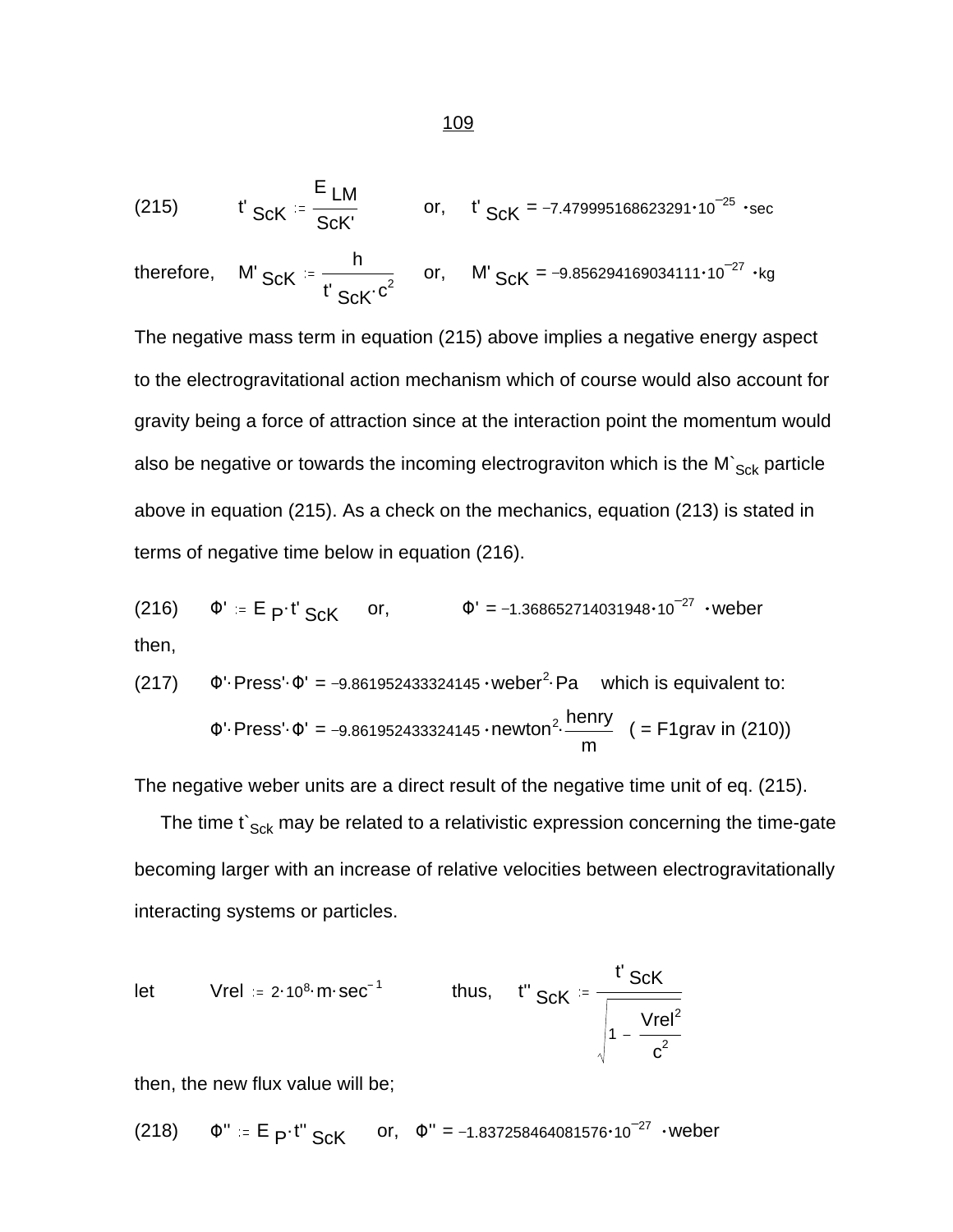(215) $\quad t'_{ScK} := \dfrac{E_{LM}}{ScK'}$ $\quad$ or, $\quad t'_{ScK} = -7.479995168623291 \cdot 10^{-25} \cdot sec$

therefore, $\quad M'_{ScK} := \dfrac{h}{t'_{ScK} \cdot c^2}$ $\quad$ or, $\quad M'_{ScK} = -9.856294169034111 \cdot 10^{-27} \cdot kg$

The negative mass term in equation (215) above implies a negative energy aspect to the electrogravitational action mechanism which of course would also account for gravity being a force of attraction since at the interaction point the momentum would also be negative or towards the incoming electrograviton which is the $M`_{Sck}$ particle above in equation (215). As a check on the mechanics, equation (213) is stated in terms of negative time below in equation (216).

(216) $\quad \Phi' := E_P \cdot t'_{ScK}$ $\quad$ or, $\quad \Phi' = -1.368652714031948 \cdot 10^{-27} \cdot weber$

then,

(217) $\quad \Phi' \cdot Press' \cdot \Phi' = -9.861952433324145 \cdot weber^2 \cdot Pa$ $\quad$ which is equivalent to:

$\quad \Phi' \cdot Press' \cdot \Phi' = -9.861952433324145 \cdot newton^2 \cdot \dfrac{henry}{m}$ $\quad$ ( = F1grav in (210))

The negative weber units are a direct result of the negative time unit of eq. (215).

The time $t`_{Sck}$ may be related to a relativistic expression concerning the time-gate becoming larger with an increase of relative velocities between electrogravitationally interacting systems or particles.

let $\quad Vrel := 2 \cdot 10^8 \cdot m \cdot sec^{-1}$ $\quad$ thus, $\quad t''_{ScK} := \dfrac{t'_{ScK}}{\sqrt{1 - \dfrac{Vrel^2}{c^2}}}$

then, the new flux value will be;

(218) $\quad \Phi'' := E_P \cdot t''_{ScK}$ $\quad$ or, $\quad \Phi'' = -1.837258464081576 \cdot 10^{-27} \cdot weber$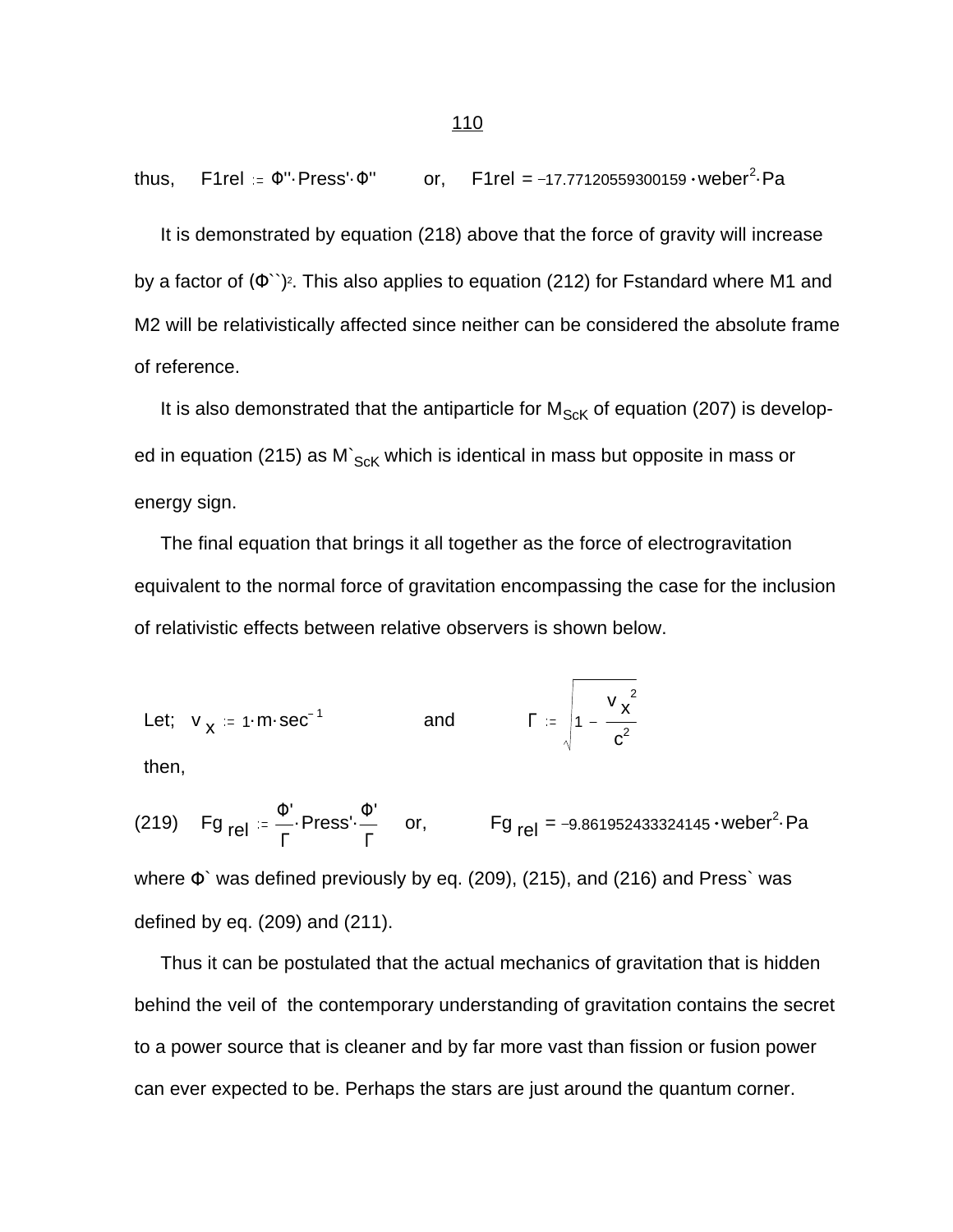thus, $F1rel := \Phi'' \cdot Press' \cdot \Phi''$ or, $F1rel = -17.77120559300159 \cdot weber^2 \cdot Pa$

It is demonstrated by equation (218) above that the force of gravity will increase by a factor of $(\Phi``)^2$. This also applies to equation (212) for Fstandard where M1 and M2 will be relativistically affected since neither can be considered the absolute frame of reference.

It is also demonstrated that the antiparticle for $M_{ScK}$ of equation (207) is developed in equation (215) as $M`_{ScK}$ which is identical in mass but opposite in mass or energy sign.

The final equation that brings it all together as the force of electrogravitation equivalent to the normal force of gravitation encompassing the case for the inclusion of relativistic effects between relative observers is shown below.

Let; $v_x := 1 \cdot m \cdot sec^{-1}$ and $\Gamma := \sqrt{1 - \frac{{v_x}^2}{c^2}}$

then,

(219) $Fg_{rel} := \frac{\Phi'}{\Gamma} \cdot Press' \cdot \frac{\Phi'}{\Gamma}$ or, $Fg_{rel} = -9.861952433324145 \cdot weber^2 \cdot Pa$

where Φ` was defined previously by eq. (209), (215), and (216) and Press` was defined by eq. (209) and (211).

Thus it can be postulated that the actual mechanics of gravitation that is hidden behind the veil of the contemporary understanding of gravitation contains the secret to a power source that is cleaner and by far more vast than fission or fusion power can ever expected to be. Perhaps the stars are just around the quantum corner.